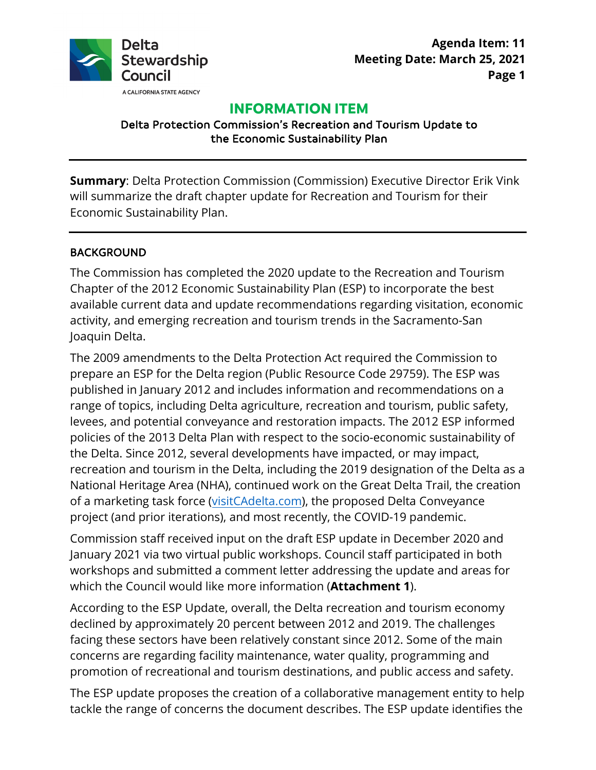Delta Stewardship Council

A CALIFORNIA STATE AGENCY

**Agenda Item: 11**
**Meeting Date: March 25, 2021**

# INFORMATION ITEM

## Delta Protection Commission's Recreation and Tourism Update to the Economic Sustainability Plan

---

**Summary**: Delta Protection Commission (Commission) Executive Director Erik Vink will summarize the draft chapter update for Recreation and Tourism for their Economic Sustainability Plan.

---

### BACKGROUND

The Commission has completed the 2020 update to the Recreation and Tourism Chapter of the 2012 Economic Sustainability Plan (ESP) to incorporate the best available current data and update recommendations regarding visitation, economic activity, and emerging recreation and tourism trends in the Sacramento-San Joaquin Delta.

The 2009 amendments to the Delta Protection Act required the Commission to prepare an ESP for the Delta region (Public Resource Code 29759). The ESP was published in January 2012 and includes information and recommendations on a range of topics, including Delta agriculture, recreation and tourism, public safety, levees, and potential conveyance and restoration impacts. The 2012 ESP informed policies of the 2013 Delta Plan with respect to the socio-economic sustainability of the Delta. Since 2012, several developments have impacted, or may impact, recreation and tourism in the Delta, including the 2019 designation of the Delta as a National Heritage Area (NHA), continued work on the Great Delta Trail, the creation of a marketing task force (visitCAdelta.com), the proposed Delta Conveyance project (and prior iterations), and most recently, the COVID-19 pandemic.

Commission staff received input on the draft ESP update in December 2020 and January 2021 via two virtual public workshops. Council staff participated in both workshops and submitted a comment letter addressing the update and areas for which the Council would like more information (**Attachment 1**).

According to the ESP Update, overall, the Delta recreation and tourism economy declined by approximately 20 percent between 2012 and 2019. The challenges facing these sectors have been relatively constant since 2012. Some of the main concerns are regarding facility maintenance, water quality, programming and promotion of recreational and tourism destinations, and public access and safety.

The ESP update proposes the creation of a collaborative management entity to help tackle the range of concerns the document describes. The ESP update identifies the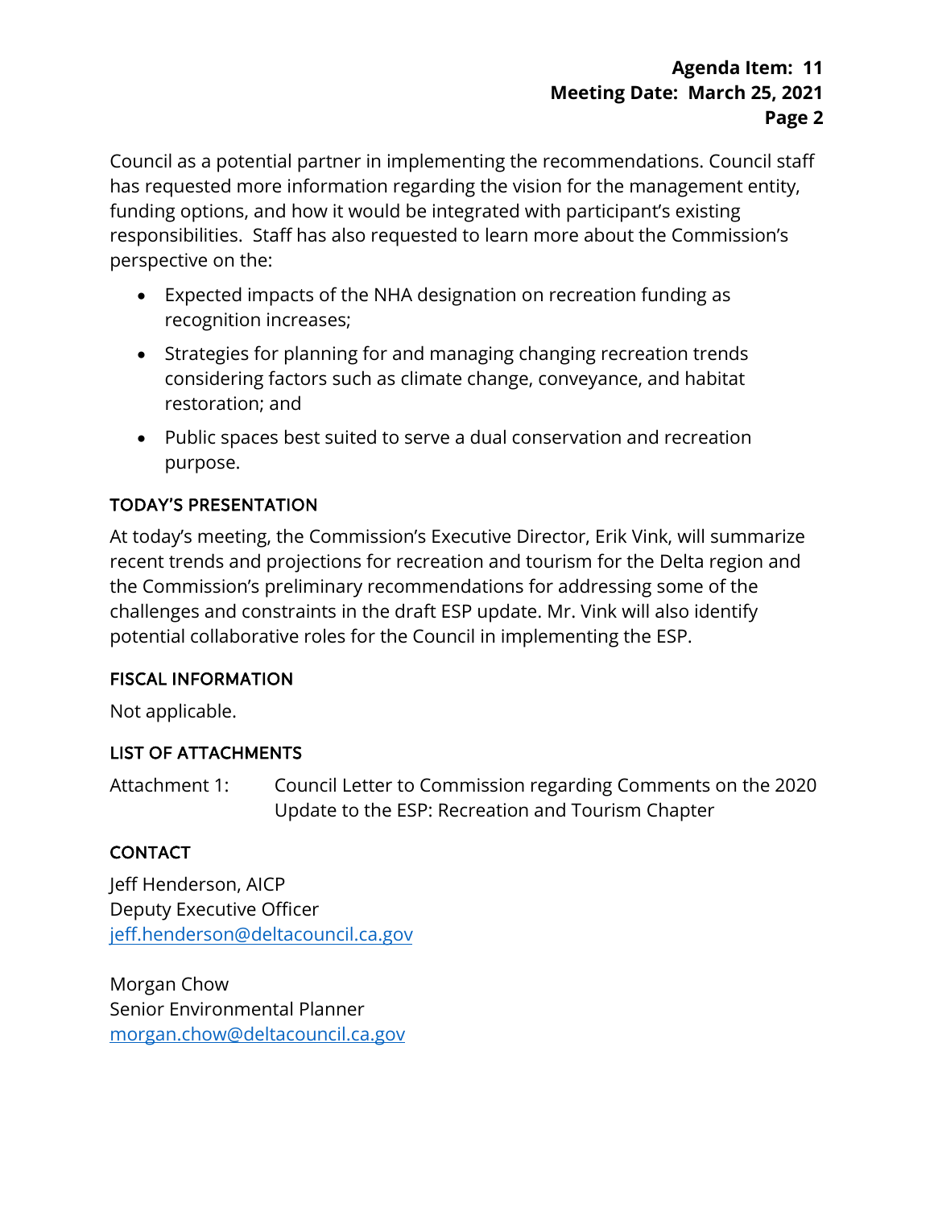Council as a potential partner in implementing the recommendations. Council staff has requested more information regarding the vision for the management entity, funding options, and how it would be integrated with participant's existing responsibilities. Staff has also requested to learn more about the Commission's perspective on the:

- Expected impacts of the NHA designation on recreation funding as recognition increases;
- Strategies for planning for and managing changing recreation trends considering factors such as climate change, conveyance, and habitat restoration; and
- Public spaces best suited to serve a dual conservation and recreation purpose.

## TODAY'S PRESENTATION

At today's meeting, the Commission's Executive Director, Erik Vink, will summarize recent trends and projections for recreation and tourism for the Delta region and the Commission's preliminary recommendations for addressing some of the challenges and constraints in the draft ESP update. Mr. Vink will also identify potential collaborative roles for the Council in implementing the ESP.

## FISCAL INFORMATION

Not applicable.

## LIST OF ATTACHMENTS

Attachment 1: Council Letter to Commission regarding Comments on the 2020 Update to the ESP: Recreation and Tourism Chapter

## CONTACT

Jeff Henderson, AICP
Deputy Executive Officer
[jeff.henderson@deltacouncil.ca.gov](mailto:jeff.henderson@deltacouncil.ca.gov)

Morgan Chow
Senior Environmental Planner
[morgan.chow@deltacouncil.ca.gov](mailto:morgan.chow@deltacouncil.ca.gov)